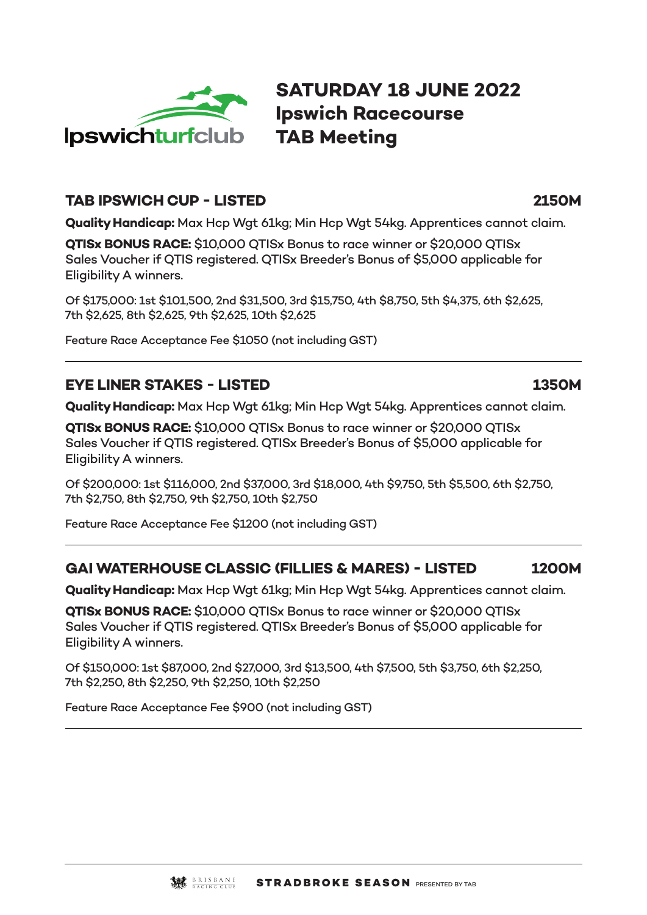Ipswichturfclub

# SATURDAY 18 JUNE 2022
# Ipswich Racecourse
# TAB Meeting

## TAB IPSWICH CUP - LISTED 2150M

**Quality Handicap:** Max Hcp Wgt 61kg; Min Hcp Wgt 54kg. Apprentices cannot claim.

**QTISx BONUS RACE:** $10,000 QTISx Bonus to race winner or $20,000 QTISx Sales Voucher if QTIS registered. QTISx Breeder's Bonus of $5,000 applicable for Eligibility A winners.

Of $175,000: 1st $101,500, 2nd $31,500, 3rd $15,750, 4th $8,750, 5th $4,375, 6th $2,625, 7th $2,625, 8th $2,625, 9th $2,625, 10th $2,625

Feature Race Acceptance Fee $1050 (not including GST)

---

## EYE LINER STAKES - LISTED 1350M

**Quality Handicap:** Max Hcp Wgt 61kg; Min Hcp Wgt 54kg. Apprentices cannot claim.

**QTISx BONUS RACE:** $10,000 QTISx Bonus to race winner or $20,000 QTISx Sales Voucher if QTIS registered. QTISx Breeder's Bonus of $5,000 applicable for Eligibility A winners.

Of $200,000: 1st $116,000, 2nd $37,000, 3rd $18,000, 4th $9,750, 5th $5,500, 6th $2,750, 7th $2,750, 8th $2,750, 9th $2,750, 10th $2,750

Feature Race Acceptance Fee $1200 (not including GST)

---

## GAI WATERHOUSE CLASSIC (FILLIES & MARES) - LISTED 1200M

**Quality Handicap:** Max Hcp Wgt 61kg; Min Hcp Wgt 54kg. Apprentices cannot claim.

**QTISx BONUS RACE:** $10,000 QTISx Bonus to race winner or $20,000 QTISx Sales Voucher if QTIS registered. QTISx Breeder's Bonus of $5,000 applicable for Eligibility A winners.

Of $150,000: 1st $87,000, 2nd $27,000, 3rd $13,500, 4th $7,500, 5th $3,750, 6th $2,250, 7th $2,250, 8th $2,250, 9th $2,250, 10th $2,250

Feature Race Acceptance Fee $900 (not including GST)

---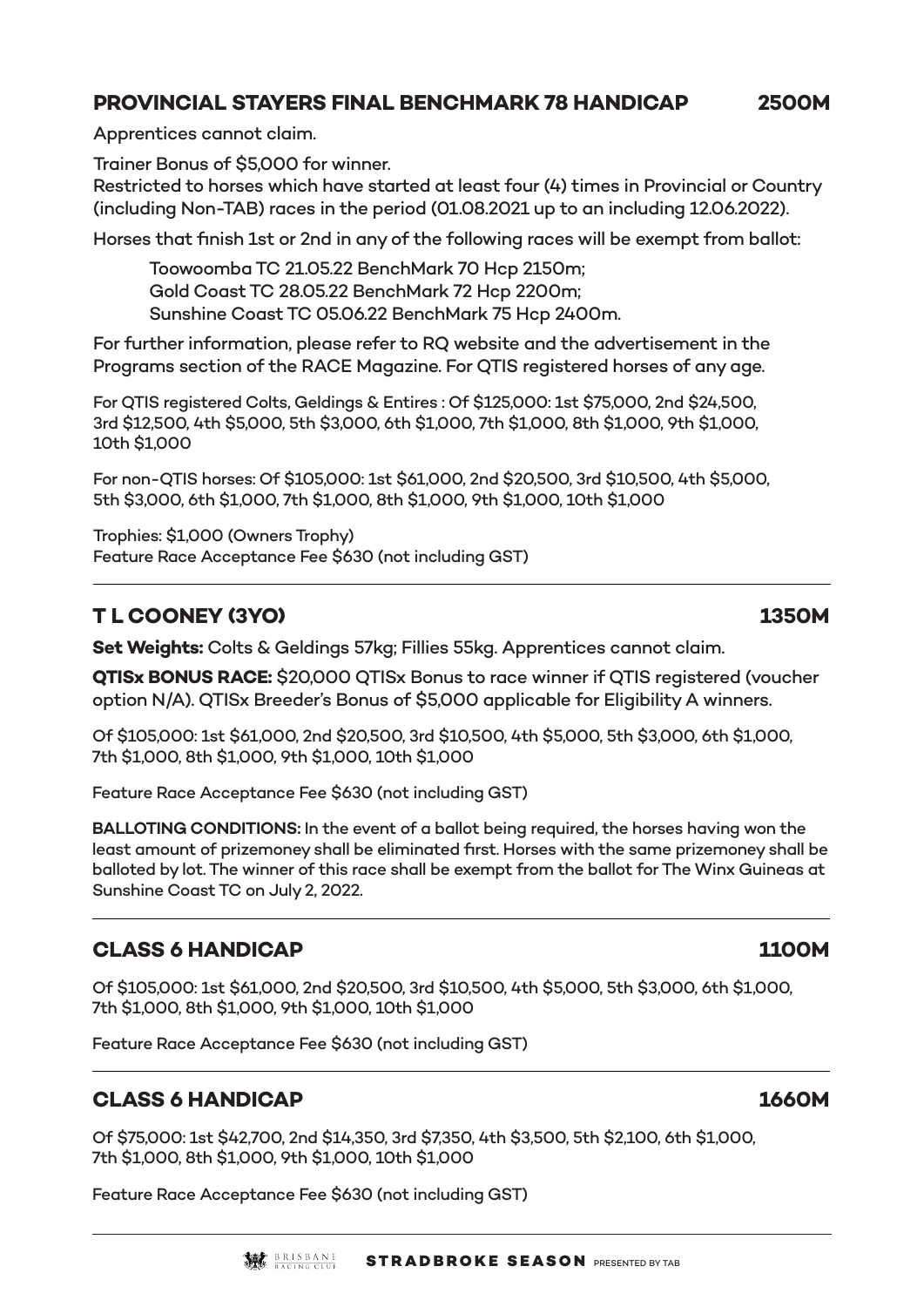## PROVINCIAL STAYERS FINAL BENCHMARK 78 HANDICAP 2500M

Apprentices cannot claim.

Trainer Bonus of $5,000 for winner.
Restricted to horses which have started at least four (4) times in Provincial or Country (including Non-TAB) races in the period (01.08.2021 up to an including 12.06.2022).

Horses that finish 1st or 2nd in any of the following races will be exempt from ballot:

> Toowoomba TC 21.05.22 BenchMark 70 Hcp 2150m;
> Gold Coast TC 28.05.22 BenchMark 72 Hcp 2200m;
> Sunshine Coast TC 05.06.22 BenchMark 75 Hcp 2400m.

For further information, please refer to RQ website and the advertisement in the Programs section of the RACE Magazine. For QTIS registered horses of any age.

For QTIS registered Colts, Geldings & Entires : Of $125,000: 1st $75,000, 2nd $24,500, 3rd $12,500, 4th $5,000, 5th $3,000, 6th $1,000, 7th $1,000, 8th $1,000, 9th $1,000, 10th $1,000

For non-QTIS horses: Of $105,000: 1st $61,000, 2nd $20,500, 3rd $10,500, 4th $5,000, 5th $3,000, 6th $1,000, 7th $1,000, 8th $1,000, 9th $1,000, 10th $1,000

Trophies: $1,000 (Owners Trophy)
Feature Race Acceptance Fee $630 (not including GST)

---

## T L COONEY (3YO) 1350M

**Set Weights:** Colts & Geldings 57kg; Fillies 55kg. Apprentices cannot claim.

**QTISx BONUS RACE:** $20,000 QTISx Bonus to race winner if QTIS registered (voucher option N/A). QTISx Breeder's Bonus of $5,000 applicable for Eligibility A winners.

Of $105,000: 1st $61,000, 2nd $20,500, 3rd $10,500, 4th $5,000, 5th $3,000, 6th $1,000, 7th $1,000, 8th $1,000, 9th $1,000, 10th $1,000

Feature Race Acceptance Fee $630 (not including GST)

**BALLOTING CONDITIONS:** In the event of a ballot being required, the horses having won the least amount of prizemoney shall be eliminated first. Horses with the same prizemoney shall be balloted by lot. The winner of this race shall be exempt from the ballot for The Winx Guineas at Sunshine Coast TC on July 2, 2022.

---

## CLASS 6 HANDICAP 1100M

Of $105,000: 1st $61,000, 2nd $20,500, 3rd $10,500, 4th $5,000, 5th $3,000, 6th $1,000, 7th $1,000, 8th $1,000, 9th $1,000, 10th $1,000

Feature Race Acceptance Fee $630 (not including GST)

---

## CLASS 6 HANDICAP 1660M

Of $75,000: 1st $42,700, 2nd $14,350, 3rd $7,350, 4th $3,500, 5th $2,100, 6th $1,000, 7th $1,000, 8th $1,000, 9th $1,000, 10th $1,000

Feature Race Acceptance Fee $630 (not including GST)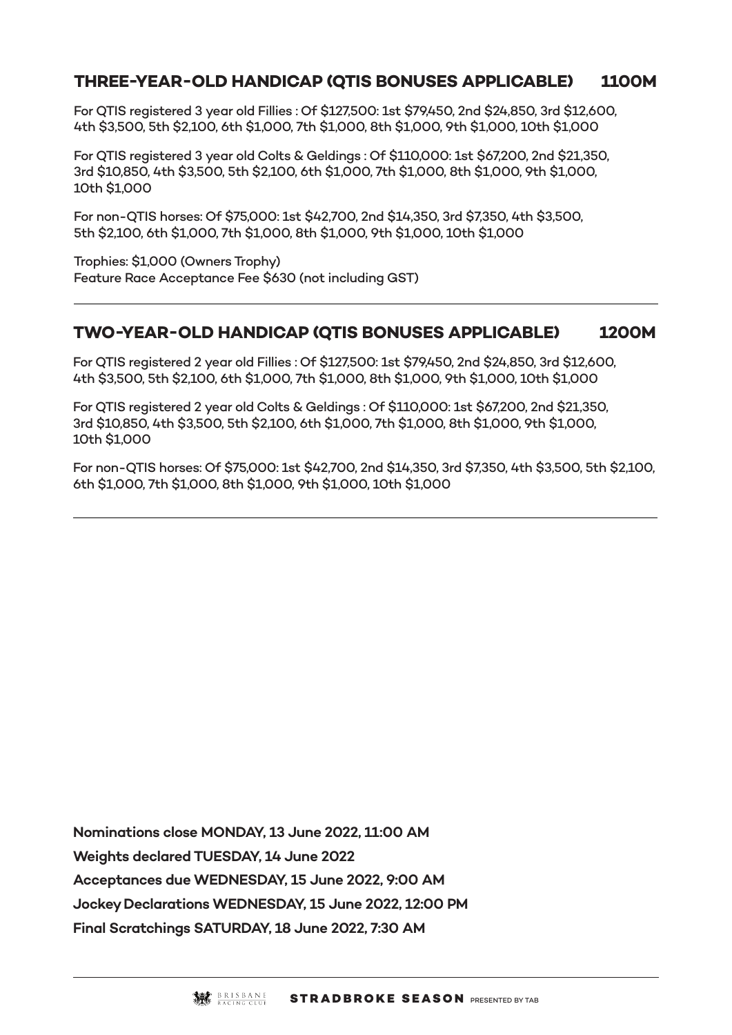## THREE-YEAR-OLD HANDICAP (QTIS BONUSES APPLICABLE) 1100M

For QTIS registered 3 year old Fillies : Of $127,500: 1st $79,450, 2nd $24,850, 3rd $12,600, 4th $3,500, 5th $2,100, 6th $1,000, 7th $1,000, 8th $1,000, 9th $1,000, 10th $1,000

For QTIS registered 3 year old Colts & Geldings : Of $110,000: 1st $67,200, 2nd $21,350, 3rd $10,850, 4th $3,500, 5th $2,100, 6th $1,000, 7th $1,000, 8th $1,000, 9th $1,000, 10th $1,000

For non-QTIS horses: Of $75,000: 1st $42,700, 2nd $14,350, 3rd $7,350, 4th $3,500, 5th $2,100, 6th $1,000, 7th $1,000, 8th $1,000, 9th $1,000, 10th $1,000

Trophies: $1,000 (Owners Trophy)
Feature Race Acceptance Fee $630 (not including GST)

---

## TWO-YEAR-OLD HANDICAP (QTIS BONUSES APPLICABLE) 1200M

For QTIS registered 2 year old Fillies : Of $127,500: 1st $79,450, 2nd $24,850, 3rd $12,600, 4th $3,500, 5th $2,100, 6th $1,000, 7th $1,000, 8th $1,000, 9th $1,000, 10th $1,000

For QTIS registered 2 year old Colts & Geldings : Of $110,000: 1st $67,200, 2nd $21,350, 3rd $10,850, 4th $3,500, 5th $2,100, 6th $1,000, 7th $1,000, 8th $1,000, 9th $1,000, 10th $1,000

For non-QTIS horses: Of $75,000: 1st $42,700, 2nd $14,350, 3rd $7,350, 4th $3,500, 5th $2,100, 6th $1,000, 7th $1,000, 8th $1,000, 9th $1,000, 10th $1,000

---

**Nominations close MONDAY, 13 June 2022, 11:00 AM**

**Weights declared TUESDAY, 14 June 2022**

**Acceptances due WEDNESDAY, 15 June 2022, 9:00 AM**

**Jockey Declarations WEDNESDAY, 15 June 2022, 12:00 PM**

**Final Scratchings SATURDAY, 18 June 2022, 7:30 AM**